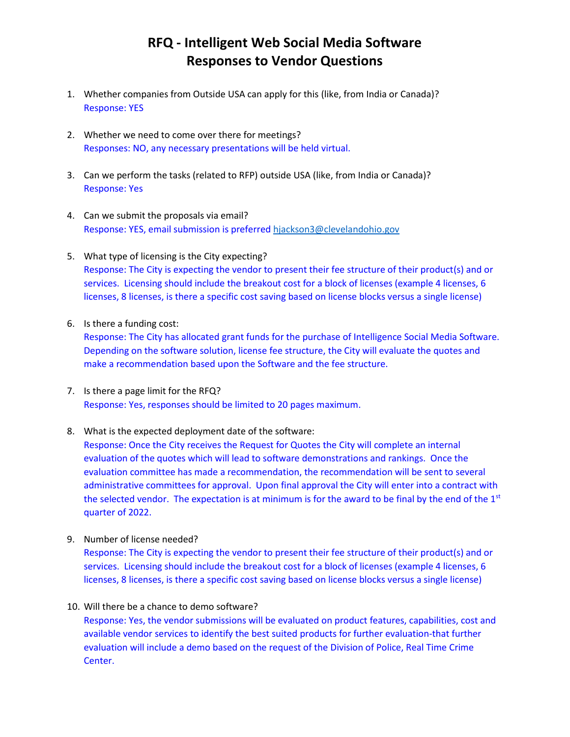# RFQ - Intelligent Web Social Media Software
# Responses to Vendor Questions

1. Whether companies from Outside USA can apply for this (like, from India or Canada)?
   Response: YES

2. Whether we need to come over there for meetings?
   Responses: NO, any necessary presentations will be held virtual.

3. Can we perform the tasks (related to RFP) outside USA (like, from India or Canada)?
   Response: Yes

4. Can we submit the proposals via email?
   Response: YES, email submission is preferred hjackson3@clevelandohio.gov

5. What type of licensing is the City expecting?
   Response: The City is expecting the vendor to present their fee structure of their product(s) and or services. Licensing should include the breakout cost for a block of licenses (example 4 licenses, 6 licenses, 8 licenses, is there a specific cost saving based on license blocks versus a single license)

6. Is there a funding cost:
   Response: The City has allocated grant funds for the purchase of Intelligence Social Media Software. Depending on the software solution, license fee structure, the City will evaluate the quotes and make a recommendation based upon the Software and the fee structure.

7. Is there a page limit for the RFQ?
   Response: Yes, responses should be limited to 20 pages maximum.

8. What is the expected deployment date of the software:
   Response: Once the City receives the Request for Quotes the City will complete an internal evaluation of the quotes which will lead to software demonstrations and rankings. Once the evaluation committee has made a recommendation, the recommendation will be sent to several administrative committees for approval. Upon final approval the City will enter into a contract with the selected vendor. The expectation is at minimum is for the award to be final by the end of the 1st quarter of 2022.

9. Number of license needed?
   Response: The City is expecting the vendor to present their fee structure of their product(s) and or services. Licensing should include the breakout cost for a block of licenses (example 4 licenses, 6 licenses, 8 licenses, is there a specific cost saving based on license blocks versus a single license)

10. Will there be a chance to demo software?
    Response: Yes, the vendor submissions will be evaluated on product features, capabilities, cost and available vendor services to identify the best suited products for further evaluation-that further evaluation will include a demo based on the request of the Division of Police, Real Time Crime Center.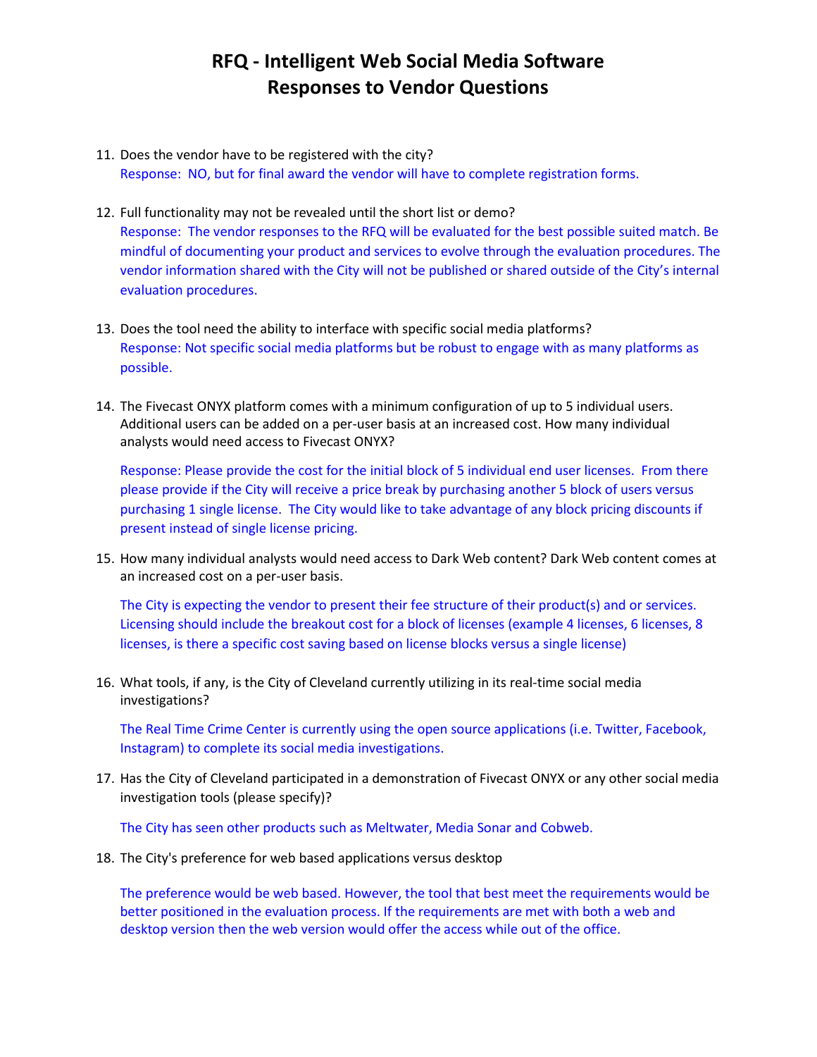# RFQ - Intelligent Web Social Media Software
# Responses to Vendor Questions

11. Does the vendor have to be registered with the city?
    Response: NO, but for final award the vendor will have to complete registration forms.

12. Full functionality may not be revealed until the short list or demo?
    Response: The vendor responses to the RFQ will be evaluated for the best possible suited match. Be mindful of documenting your product and services to evolve through the evaluation procedures. The vendor information shared with the City will not be published or shared outside of the City's internal evaluation procedures.

13. Does the tool need the ability to interface with specific social media platforms?
    Response: Not specific social media platforms but be robust to engage with as many platforms as possible.

14. The Fivecast ONYX platform comes with a minimum configuration of up to 5 individual users. Additional users can be added on a per-user basis at an increased cost. How many individual analysts would need access to Fivecast ONYX?

    Response: Please provide the cost for the initial block of 5 individual end user licenses. From there please provide if the City will receive a price break by purchasing another 5 block of users versus purchasing 1 single license. The City would like to take advantage of any block pricing discounts if present instead of single license pricing.

15. How many individual analysts would need access to Dark Web content? Dark Web content comes at an increased cost on a per-user basis.

    The City is expecting the vendor to present their fee structure of their product(s) and or services. Licensing should include the breakout cost for a block of licenses (example 4 licenses, 6 licenses, 8 licenses, is there a specific cost saving based on license blocks versus a single license)

16. What tools, if any, is the City of Cleveland currently utilizing in its real-time social media investigations?

    The Real Time Crime Center is currently using the open source applications (i.e. Twitter, Facebook, Instagram) to complete its social media investigations.

17. Has the City of Cleveland participated in a demonstration of Fivecast ONYX or any other social media investigation tools (please specify)?

    The City has seen other products such as Meltwater, Media Sonar and Cobweb.

18. The City's preference for web based applications versus desktop

    The preference would be web based. However, the tool that best meet the requirements would be better positioned in the evaluation process. If the requirements are met with both a web and desktop version then the web version would offer the access while out of the office.